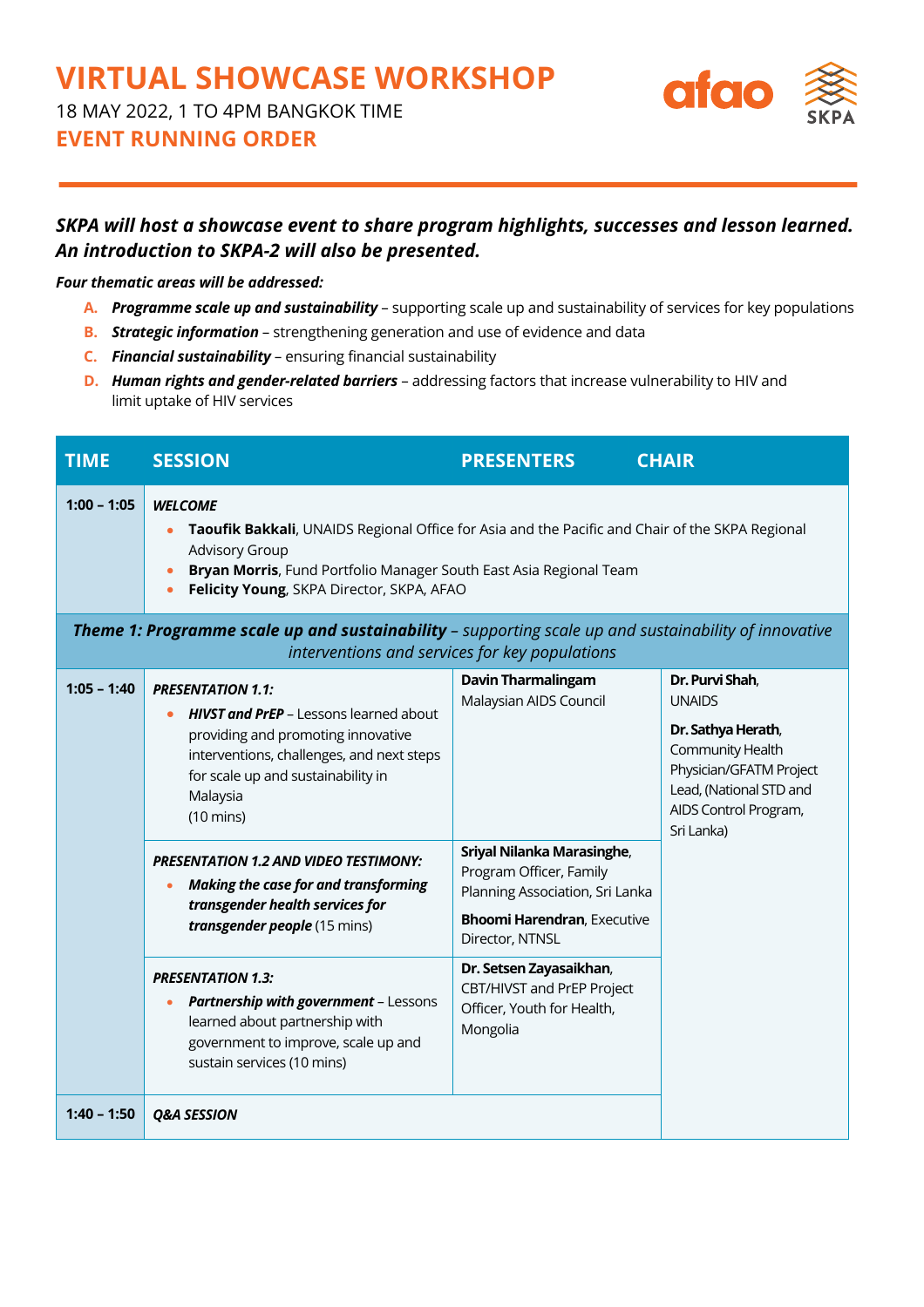# VIRTUAL SHOWCASE WORKSHOP

18 MAY 2022, 1 TO 4PM BANGKOK TIME

## EVENT RUNNING ORDER

***SKPA will host a showcase event to share program highlights, successes and lesson learned. An introduction to SKPA-2 will also be presented.***

***Four thematic areas will be addressed:***

A. ***Programme scale up and sustainability*** – supporting scale up and sustainability of services for key populations
B. ***Strategic information*** – strengthening generation and use of evidence and data
C. ***Financial sustainability*** – ensuring financial sustainability
D. ***Human rights and gender-related barriers*** – addressing factors that increase vulnerability to HIV and limit uptake of HIV services

| TIME | SESSION | PRESENTERS | CHAIR |
|---|---|---|---|
| 1:00 – 1:05 | ***WELCOME*** <br>• **Taoufik Bakkali**, UNAIDS Regional Office for Asia and the Pacific and Chair of the SKPA Regional Advisory Group <br>• **Bryan Morris**, Fund Portfolio Manager South East Asia Regional Team <br>• **Felicity Young**, SKPA Director, SKPA, AFAO | | |
| ***Theme 1: Programme scale up and sustainability*** *– supporting scale up and sustainability of innovative interventions and services for key populations* | | | |
| 1:05 – 1:40 | ***PRESENTATION 1.1:*** <br>• ***HIVST and PrEP*** – Lessons learned about providing and promoting innovative interventions, challenges, and next steps for scale up and sustainability in Malaysia (10 mins) | **Davin Tharmalingam** Malaysian AIDS Council | **Dr. Purvi Shah**, UNAIDS <br>**Dr. Sathya Herath**, Community Health Physician/GFATM Project Lead, (National STD and AIDS Control Program, Sri Lanka) |
| | ***PRESENTATION 1.2 AND VIDEO TESTIMONY:*** <br>• ***Making the case for and transforming transgender health services for transgender people*** (15 mins) | **Sriyal Nilanka Marasinghe**, Program Officer, Family Planning Association, Sri Lanka <br>**Bhoomi Harendran**, Executive Director, NTNSL | |
| | ***PRESENTATION 1.3:*** <br>• ***Partnership with government*** – Lessons learned about partnership with government to improve, scale up and sustain services (10 mins) | **Dr. Setsen Zayasaikhan**, CBT/HIVST and PrEP Project Officer, Youth for Health, Mongolia | |
| 1:40 – 1:50 | ***Q&A SESSION*** | | |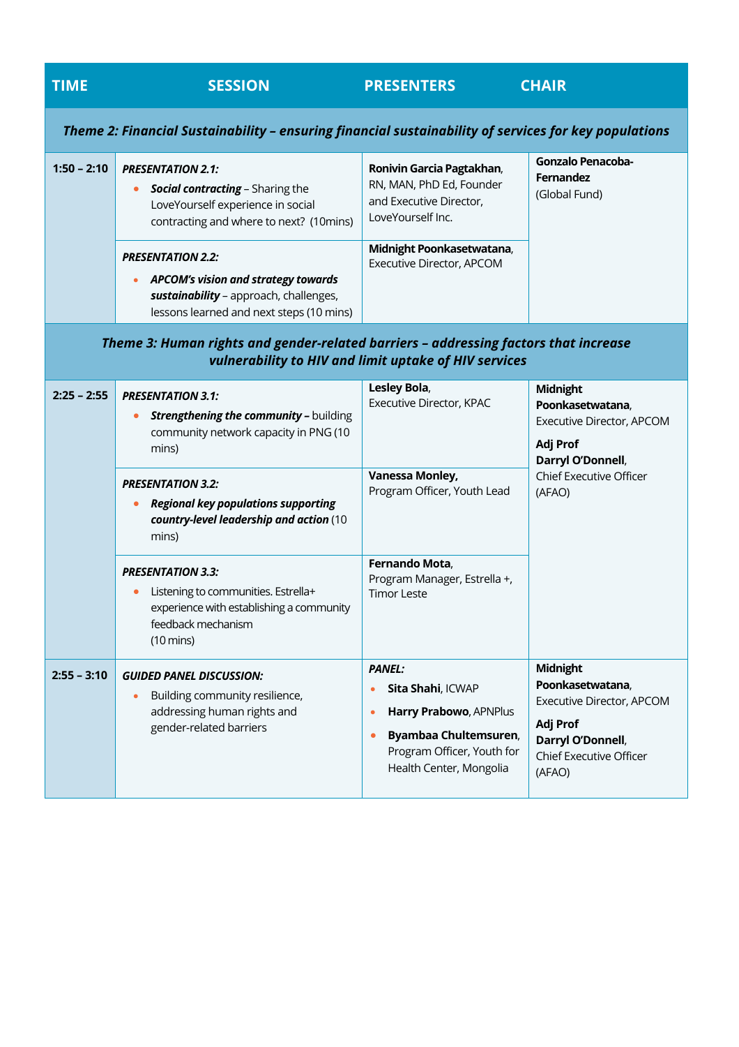| TIME | SESSION | PRESENTERS | CHAIR |
|---|---|---|---|
| ***Theme 2: Financial Sustainability – ensuring financial sustainability of services for key populations*** | | | |
| 1:50 – 2:10 | ***PRESENTATION 2.1:*** <br>• ***Social contracting*** – Sharing the LoveYourself experience in social contracting and where to next? (10mins) | **Ronivin Garcia Pagtakhan**, RN, MAN, PhD Ed, Founder and Executive Director, LoveYourself Inc. | **Gonzalo Penacoba-Fernandez** (Global Fund) |
| | ***PRESENTATION 2.2:*** <br>• ***APCOM's vision and strategy towards sustainability*** – approach, challenges, lessons learned and next steps (10 mins) | **Midnight Poonkasetwatana**, Executive Director, APCOM | |
| ***Theme 3: Human rights and gender-related barriers – addressing factors that increase vulnerability to HIV and limit uptake of HIV services*** | | | |
| 2:25 – 2:55 | ***PRESENTATION 3.1:*** <br>• ***Strengthening the community –*** building community network capacity in PNG (10 mins) | **Lesley Bola**, Executive Director, KPAC | **Midnight Poonkasetwatana**, Executive Director, APCOM <br>**Adj Prof Darryl O'Donnell**, Chief Executive Officer (AFAO) |
| | ***PRESENTATION 3.2:*** <br>• ***Regional key populations supporting country-level leadership and action*** (10 mins) | **Vanessa Monley,** Program Officer, Youth Lead | |
| | ***PRESENTATION 3.3:*** <br>• Listening to communities. Estrella+ experience with establishing a community feedback mechanism (10 mins) | **Fernando Mota**, Program Manager, Estrella +, Timor Leste | |
| 2:55 – 3:10 | ***GUIDED PANEL DISCUSSION:*** <br>• Building community resilience, addressing human rights and gender-related barriers | ***PANEL:*** <br>• **Sita Shahi**, ICWAP <br>• **Harry Prabowo**, APNPlus <br>• **Byambaa Chultemsuren**, Program Officer, Youth for Health Center, Mongolia | **Midnight Poonkasetwatana**, Executive Director, APCOM <br>**Adj Prof Darryl O'Donnell**, Chief Executive Officer (AFAO) |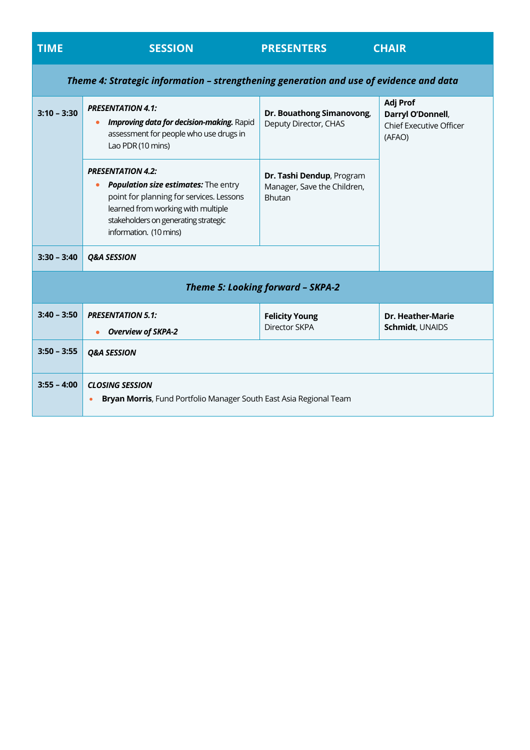| TIME | SESSION | PRESENTERS | CHAIR |
|---|---|---|---|
| ***Theme 4: Strategic information – strengthening generation and use of evidence and data*** | | | |
| **3:10 – 3:30** | ***PRESENTATION 4.1:*** <br>• ***Improving data for decision-making.*** Rapid assessment for people who use drugs in Lao PDR (10 mins) | **Dr. Bouathong Simanovong**, Deputy Director, CHAS | **Adj Prof Darryl O'Donnell**, Chief Executive Officer (AFAO) |
| | ***PRESENTATION 4.2:*** <br>• ***Population size estimates:*** The entry point for planning for services. Lessons learned from working with multiple stakeholders on generating strategic information. (10 mins) | **Dr. Tashi Dendup**, Program Manager, Save the Children, Bhutan | |
| **3:30 – 3:40** | ***Q&A SESSION*** | | |
| ***Theme 5: Looking forward – SKPA-2*** | | | |
| **3:40 – 3:50** | ***PRESENTATION 5.1:*** <br>• ***Overview of SKPA-2*** | **Felicity Young** Director SKPA | **Dr. Heather-Marie Schmidt**, UNAIDS |
| **3:50 – 3:55** | ***Q&A SESSION*** | | |
| **3:55 – 4:00** | ***CLOSING SESSION*** <br>• **Bryan Morris**, Fund Portfolio Manager South East Asia Regional Team | | |